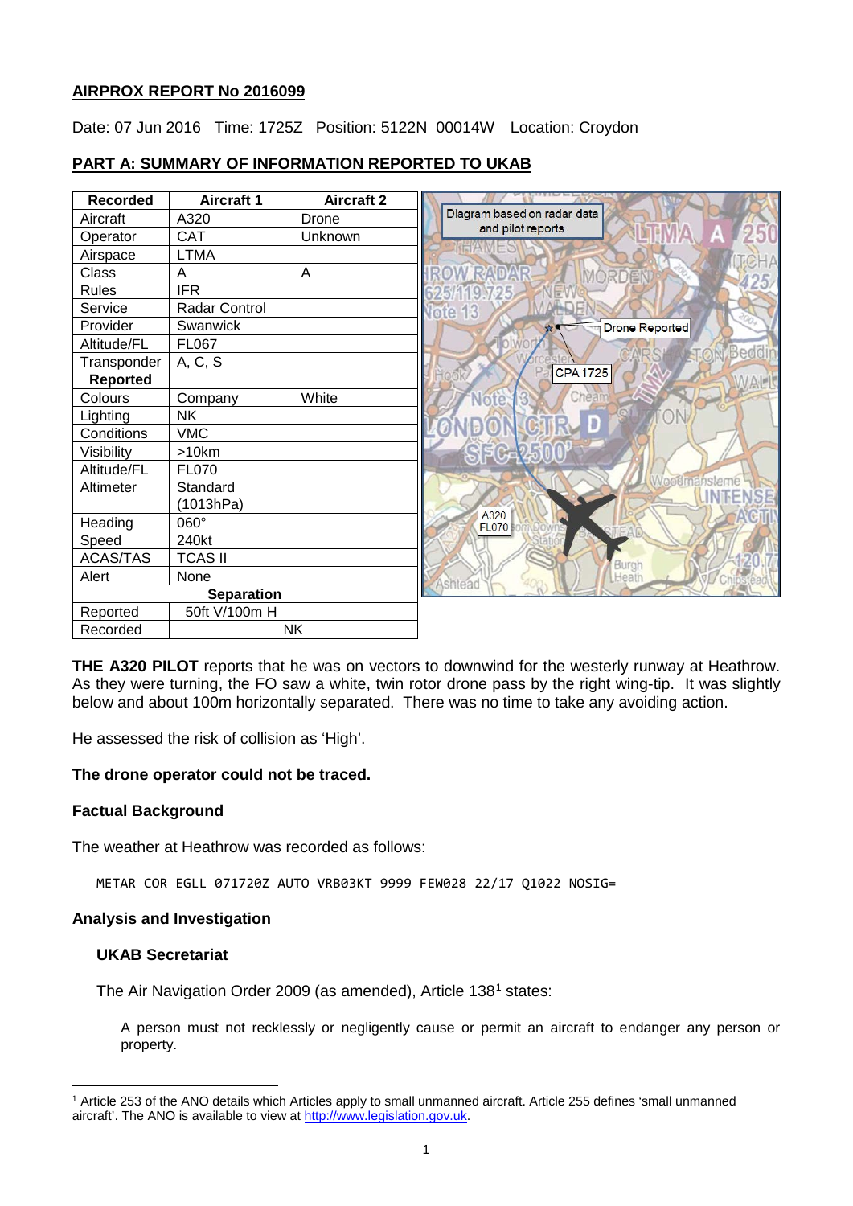**AIRPROX REPORT No 2016099**

Date: 07 Jun 2016   Time: 1725Z   Position: 5122N 00014W   Location: Croydon

**PART A: SUMMARY OF INFORMATION REPORTED TO UKAB**

| Recorded | Aircraft 1 | Aircraft 2 |
|---|---|---|
| Aircraft | A320 | Drone |
| Operator | CAT | Unknown |
| Airspace | LTMA | |
| Class | A | A |
| Rules | IFR | |
| Service | Radar Control | |
| Provider | Swanwick | |
| Altitude/FL | FL067 | |
| Transponder | A, C, S | |
| **Reported** | | |
| Colours | Company | White |
| Lighting | NK | |
| Conditions | VMC | |
| Visibility | >10km | |
| Altitude/FL | FL070 | |
| Altimeter | Standard (1013hPa) | |
| Heading | 060° | |
| Speed | 240kt | |
| ACAS/TAS | TCAS II | |
| Alert | None | |
| **Separation** | | |
| Reported | 50ft V/100m H | |
| Recorded | NK | |

Diagram based on radar data and pilot reports

**THE A320 PILOT** reports that he was on vectors to downwind for the westerly runway at Heathrow. As they were turning, the FO saw a white, twin rotor drone pass by the right wing-tip. It was slightly below and about 100m horizontally separated. There was no time to take any avoiding action.

He assessed the risk of collision as 'High'.

**The drone operator could not be traced.**

**Factual Background**

The weather at Heathrow was recorded as follows:

```
METAR COR EGLL 071720Z AUTO VRB03KT 9999 FEW028 22/17 Q1022 NOSIG=
```

**Analysis and Investigation**

**UKAB Secretariat**

The Air Navigation Order 2009 (as amended), Article 138[1] states:

> A person must not recklessly or negligently cause or permit an aircraft to endanger any person or property.

[1] Article 253 of the ANO details which Articles apply to small unmanned aircraft. Article 255 defines 'small unmanned aircraft'. The ANO is available to view at http://www.legislation.gov.uk.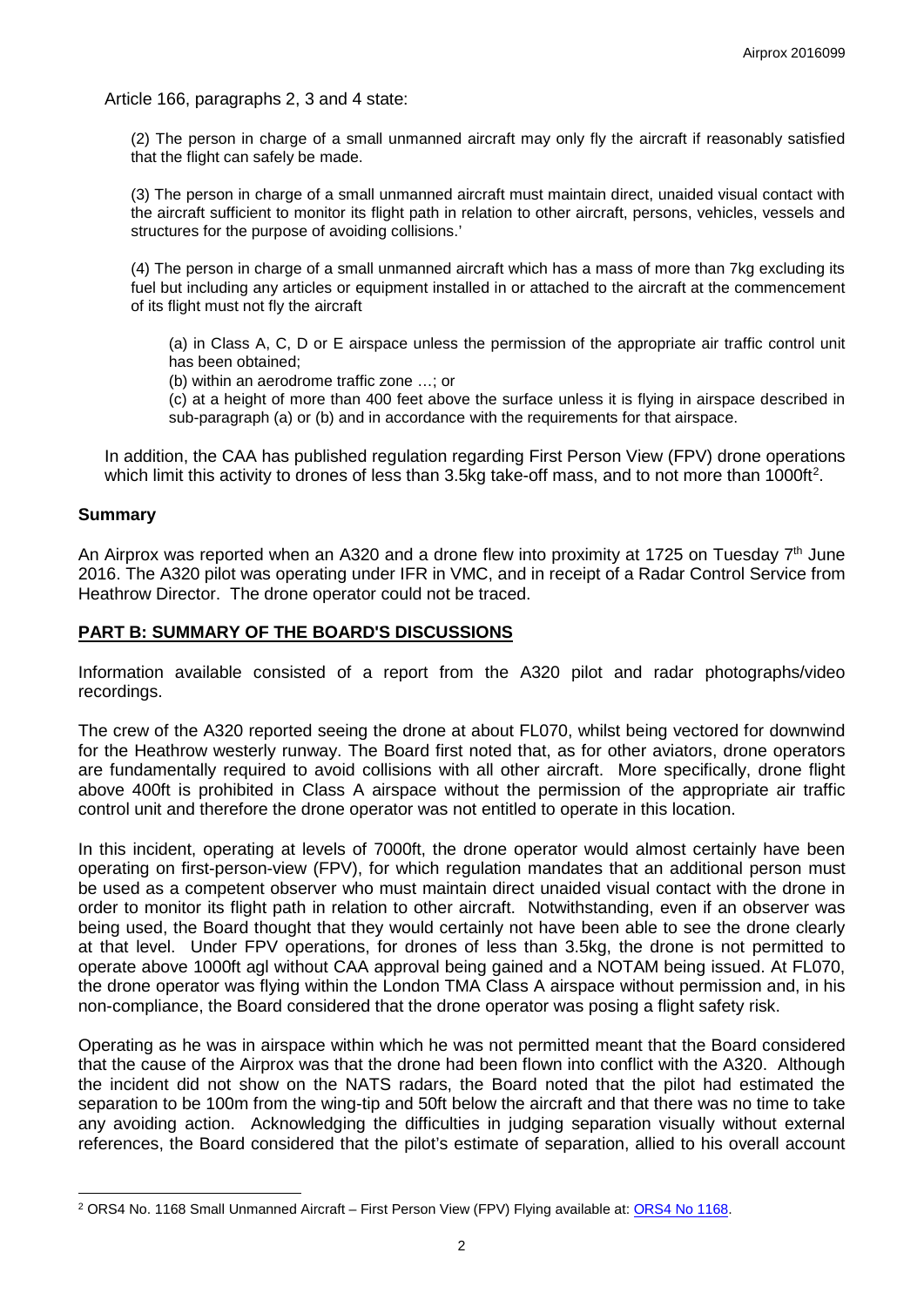Article 166, paragraphs 2, 3 and 4 state:

> (2) The person in charge of a small unmanned aircraft may only fly the aircraft if reasonably satisfied that the flight can safely be made.
>
> (3) The person in charge of a small unmanned aircraft must maintain direct, unaided visual contact with the aircraft sufficient to monitor its flight path in relation to other aircraft, persons, vehicles, vessels and structures for the purpose of avoiding collisions.'
>
> (4) The person in charge of a small unmanned aircraft which has a mass of more than 7kg excluding its fuel but including any articles or equipment installed in or attached to the aircraft at the commencement of its flight must not fly the aircraft
>
> > (a) in Class A, C, D or E airspace unless the permission of the appropriate air traffic control unit has been obtained;
> >
> > (b) within an aerodrome traffic zone …; or
> >
> > (c) at a height of more than 400 feet above the surface unless it is flying in airspace described in sub-paragraph (a) or (b) and in accordance with the requirements for that airspace.

In addition, the CAA has published regulation regarding First Person View (FPV) drone operations which limit this activity to drones of less than 3.5kg take-off mass, and to not more than 1000ft[2].

## Summary

An Airprox was reported when an A320 and a drone flew into proximity at 1725 on Tuesday 7th June 2016. The A320 pilot was operating under IFR in VMC, and in receipt of a Radar Control Service from Heathrow Director. The drone operator could not be traced.

## PART B: SUMMARY OF THE BOARD'S DISCUSSIONS

Information available consisted of a report from the A320 pilot and radar photographs/video recordings.

The crew of the A320 reported seeing the drone at about FL070, whilst being vectored for downwind for the Heathrow westerly runway. The Board first noted that, as for other aviators, drone operators are fundamentally required to avoid collisions with all other aircraft. More specifically, drone flight above 400ft is prohibited in Class A airspace without the permission of the appropriate air traffic control unit and therefore the drone operator was not entitled to operate in this location.

In this incident, operating at levels of 7000ft, the drone operator would almost certainly have been operating on first-person-view (FPV), for which regulation mandates that an additional person must be used as a competent observer who must maintain direct unaided visual contact with the drone in order to monitor its flight path in relation to other aircraft. Notwithstanding, even if an observer was being used, the Board thought that they would certainly not have been able to see the drone clearly at that level. Under FPV operations, for drones of less than 3.5kg, the drone is not permitted to operate above 1000ft agl without CAA approval being gained and a NOTAM being issued. At FL070, the drone operator was flying within the London TMA Class A airspace without permission and, in his non-compliance, the Board considered that the drone operator was posing a flight safety risk.

Operating as he was in airspace within which he was not permitted meant that the Board considered that the cause of the Airprox was that the drone had been flown into conflict with the A320. Although the incident did not show on the NATS radars, the Board noted that the pilot had estimated the separation to be 100m from the wing-tip and 50ft below the aircraft and that there was no time to take any avoiding action. Acknowledging the difficulties in judging separation visually without external references, the Board considered that the pilot's estimate of separation, allied to his overall account

---

[2] ORS4 No. 1168 Small Unmanned Aircraft – First Person View (FPV) Flying available at: ORS4 No 1168.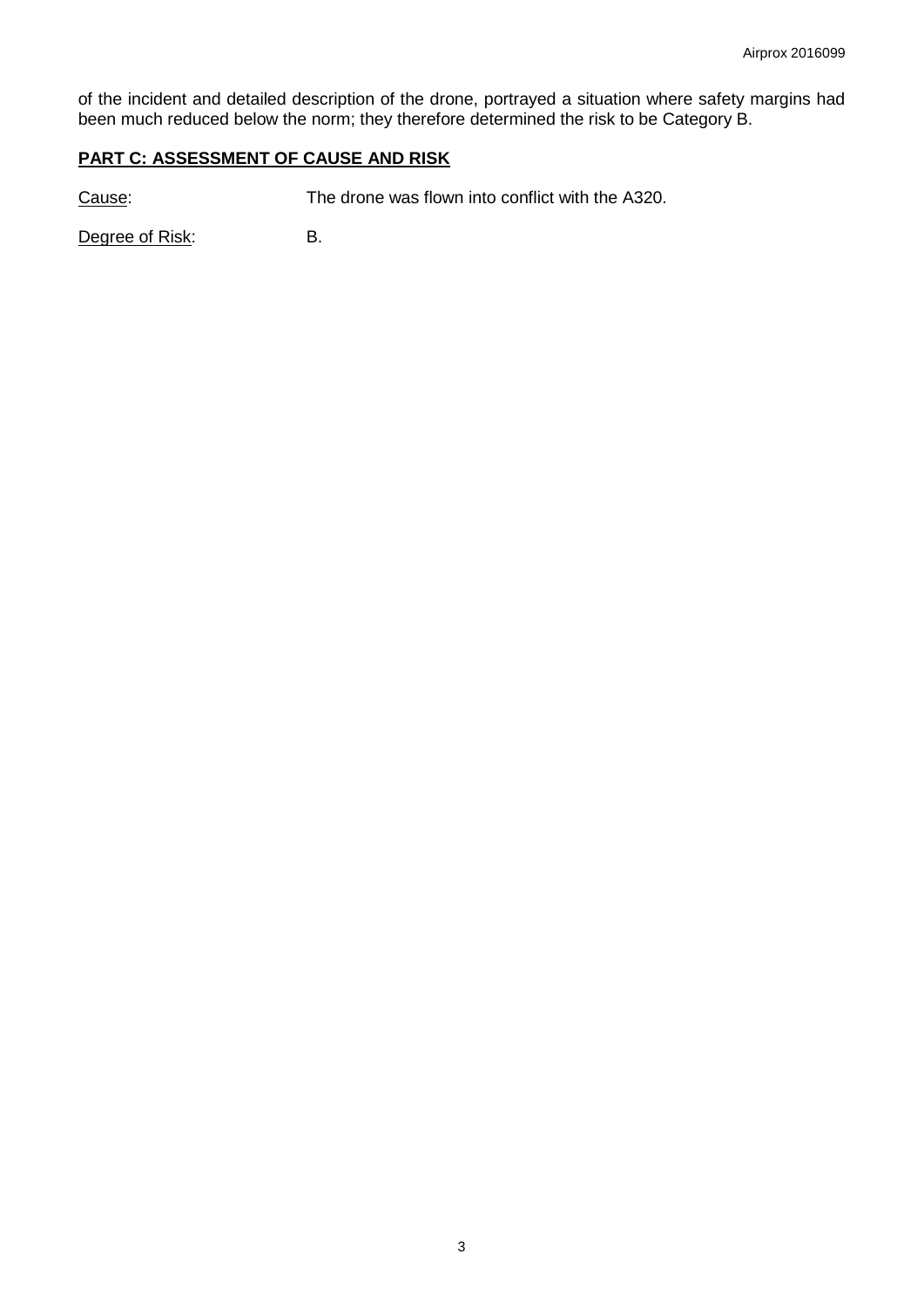of the incident and detailed description of the drone, portrayed a situation where safety margins had been much reduced below the norm; they therefore determined the risk to be Category B.

## PART C: ASSESSMENT OF CAUSE AND RISK

Cause: The drone was flown into conflict with the A320.

Degree of Risk: B.